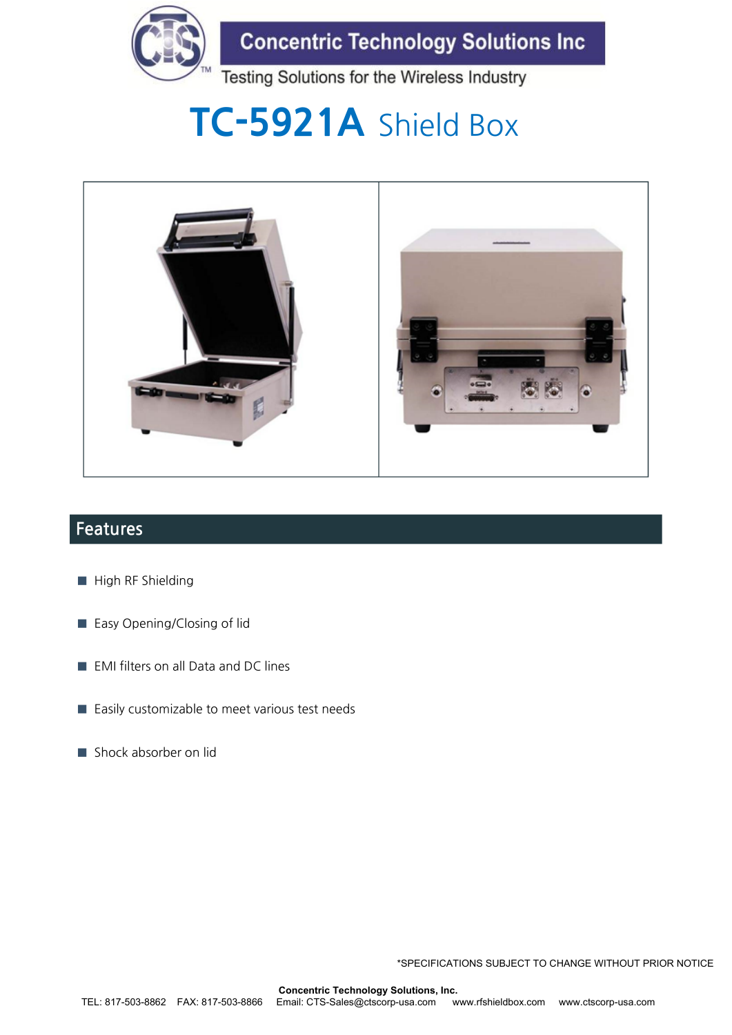Concentric Technology Solutions Inc

Testing Solutions for the Wireless Industry

# TC-5921A Shield Box

## Features

- High RF Shielding
- Easy Opening/Closing of lid
- EMI filters on all Data and DC lines
- Easily customizable to meet various test needs
- Shock absorber on lid

*SPECIFICATIONS SUBJECT TO CHANGE WITHOUT PRIOR NOTICE

**Concentric Technology Solutions, Inc.**

TEL: 817-503-8862 FAX: 817-503-8866 Email: CTS-Sales@ctscorp-usa.com www.rfshieldbox.com www.ctscorp-usa.com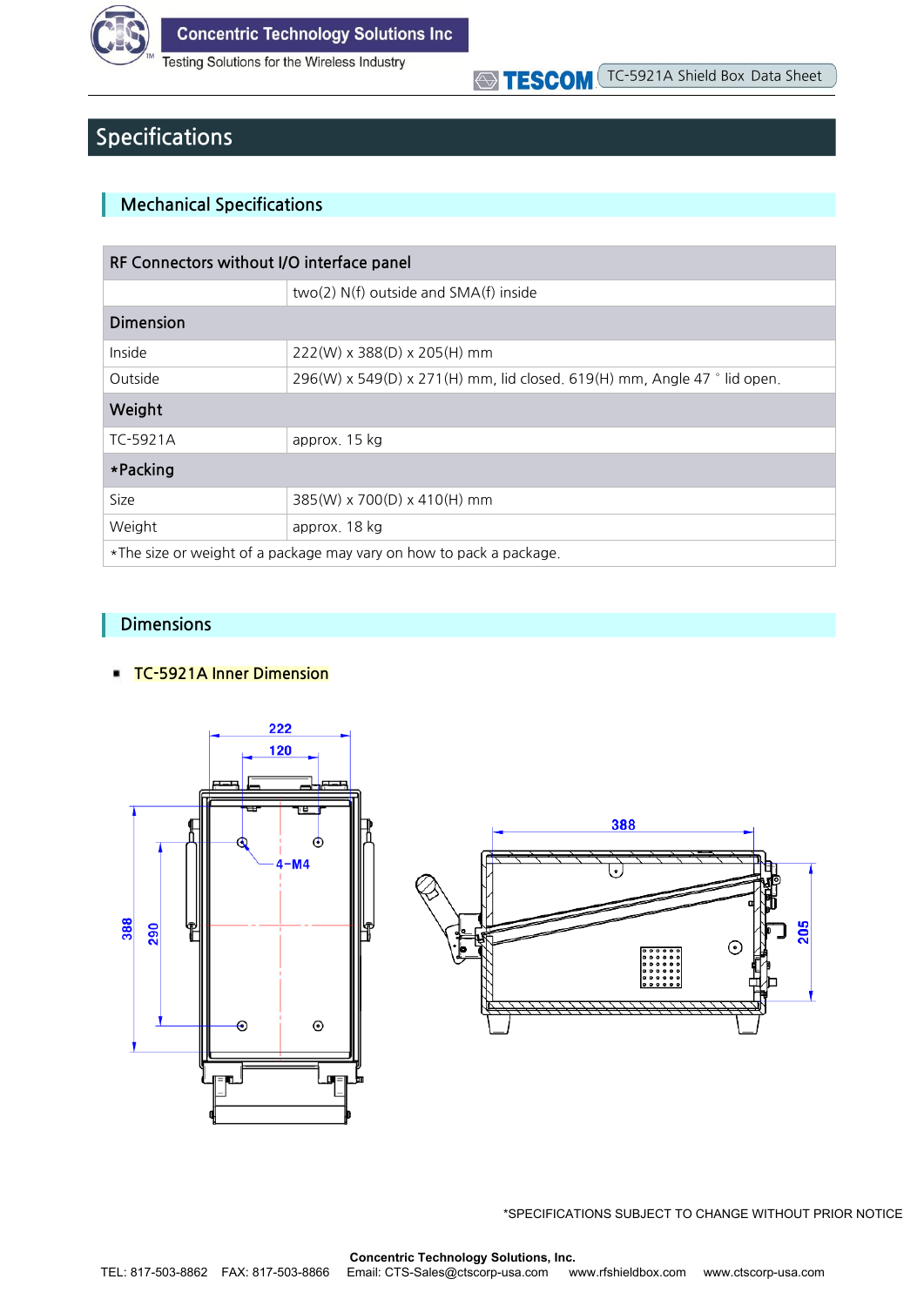# Specifications

## Mechanical Specifications

| RF Connectors without I/O interface panel | |
|---|---|
| | two(2) N(f) outside and SMA(f) inside |
| **Dimension** | |
| Inside | 222(W) x 388(D) x 205(H) mm |
| Outside | 296(W) x 549(D) x 271(H) mm, lid closed. 619(H) mm, Angle 47 ° lid open. |
| **Weight** | |
| TC-5921A | approx. 15 kg |
| **\*Packing** | |
| Size | 385(W) x 700(D) x 410(H) mm |
| Weight | approx. 18 kg |
| \*The size or weight of a package may vary on how to pack a package. | |

## Dimensions

- TC-5921A Inner Dimension

*SPECIFICATIONS SUBJECT TO CHANGE WITHOUT PRIOR NOTICE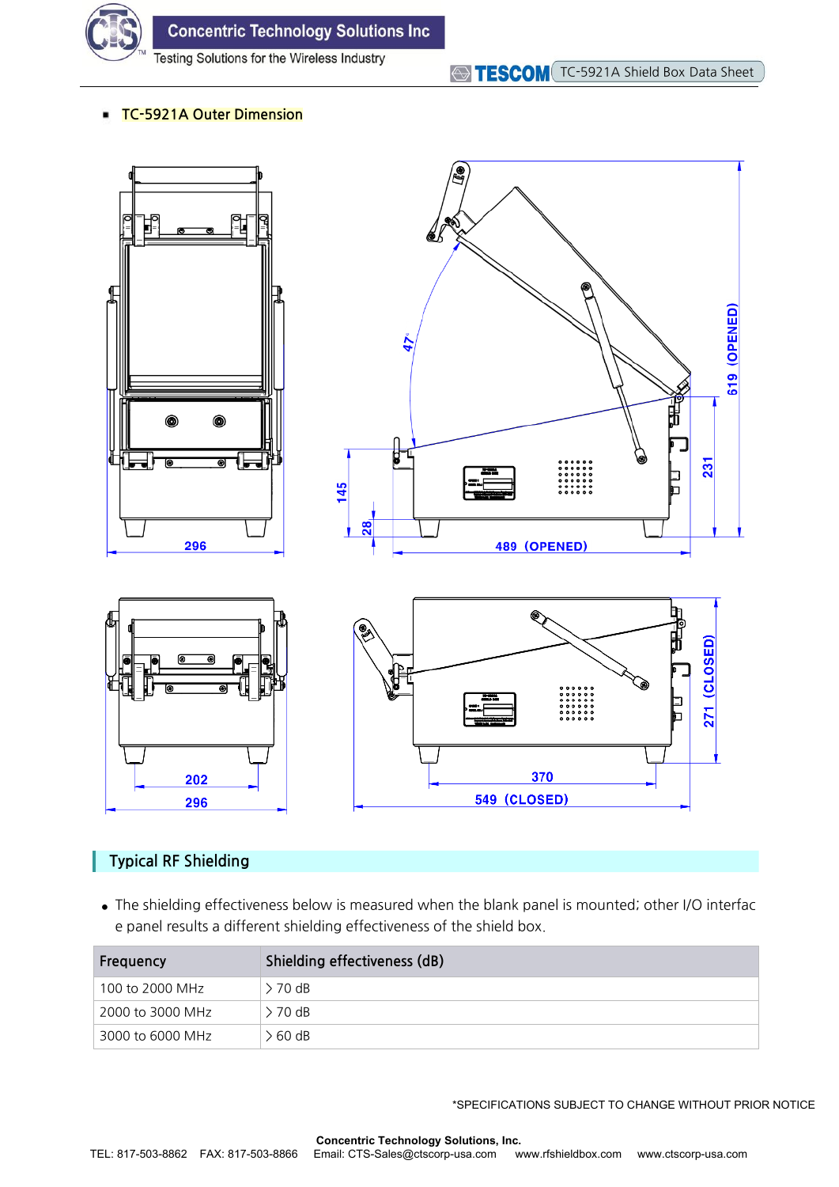- TC-5921A Outer Dimension

## Typical RF Shielding

- The shielding effectiveness below is measured when the blank panel is mounted; other I/O interface panel results a different shielding effectiveness of the shield box.

| Frequency | Shielding effectiveness (dB) |
|---|---|
| 100 to 2000 MHz | > 70 dB |
| 2000 to 3000 MHz | > 70 dB |
| 3000 to 6000 MHz | > 60 dB |

*SPECIFICATIONS SUBJECT TO CHANGE WITHOUT PRIOR NOTICE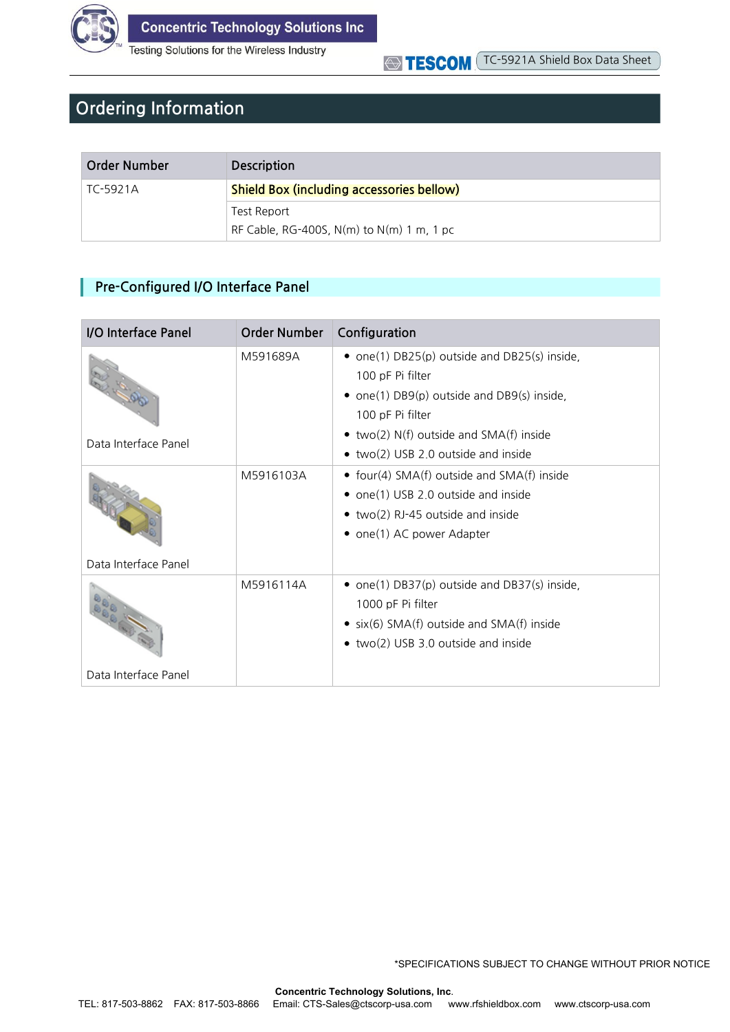## Ordering Information

| Order Number | Description |
|---|---|
| TC-5921A | Shield Box (including accessories bellow) |
| | Test Report<br>RF Cable, RG-400S, N(m) to N(m) 1 m, 1 pc |

### Pre-Configured I/O Interface Panel

| I/O Interface Panel | Order Number | Configuration |
|---|---|---|
| Data Interface Panel | M591689A | • one(1) DB25(p) outside and DB25(s) inside, 100 pF Pi filter<br>• one(1) DB9(p) outside and DB9(s) inside, 100 pF Pi filter<br>• two(2) N(f) outside and SMA(f) inside<br>• two(2) USB 2.0 outside and inside |
| Data Interface Panel | M5916103A | • four(4) SMA(f) outside and SMA(f) inside<br>• one(1) USB 2.0 outside and inside<br>• two(2) RJ-45 outside and inside<br>• one(1) AC power Adapter |
| Data Interface Panel | M5916114A | • one(1) DB37(p) outside and DB37(s) inside, 1000 pF Pi filter<br>• six(6) SMA(f) outside and SMA(f) inside<br>• two(2) USB 3.0 outside and inside |

*SPECIFICATIONS SUBJECT TO CHANGE WITHOUT PRIOR NOTICE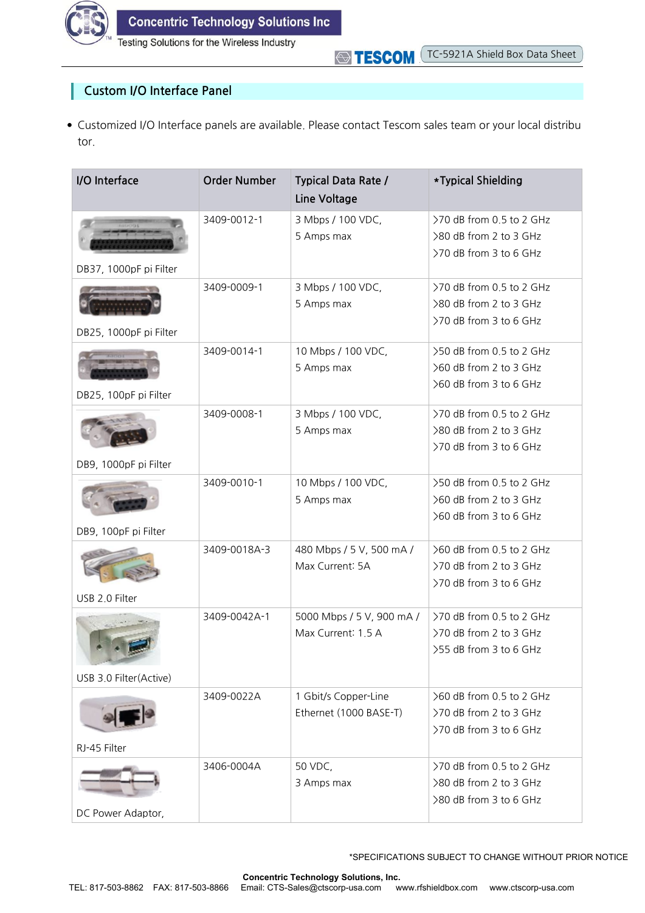## Custom I/O Interface Panel

- Customized I/O Interface panels are available. Please contact Tescom sales team or your local distributor.

| I/O Interface | Order Number | Typical Data Rate / Line Voltage | *Typical Shielding |
|---|---|---|---|
| DB37, 1000pF pi Filter | 3409-0012-1 | 3 Mbps / 100 VDC, 5 Amps max | >70 dB from 0.5 to 2 GHz >80 dB from 2 to 3 GHz >70 dB from 3 to 6 GHz |
| DB25, 1000pF pi Filter | 3409-0009-1 | 3 Mbps / 100 VDC, 5 Amps max | >70 dB from 0.5 to 2 GHz >80 dB from 2 to 3 GHz >70 dB from 3 to 6 GHz |
| DB25, 100pF pi Filter | 3409-0014-1 | 10 Mbps / 100 VDC, 5 Amps max | >50 dB from 0.5 to 2 GHz >60 dB from 2 to 3 GHz >60 dB from 3 to 6 GHz |
| DB9, 1000pF pi Filter | 3409-0008-1 | 3 Mbps / 100 VDC, 5 Amps max | >70 dB from 0.5 to 2 GHz >80 dB from 2 to 3 GHz >70 dB from 3 to 6 GHz |
| DB9, 100pF pi Filter | 3409-0010-1 | 10 Mbps / 100 VDC, 5 Amps max | >50 dB from 0.5 to 2 GHz >60 dB from 2 to 3 GHz >60 dB from 3 to 6 GHz |
| USB 2.0 Filter | 3409-0018A-3 | 480 Mbps / 5 V, 500 mA / Max Current: 5A | >60 dB from 0.5 to 2 GHz >70 dB from 2 to 3 GHz >70 dB from 3 to 6 GHz |
| USB 3.0 Filter(Active) | 3409-0042A-1 | 5000 Mbps / 5 V, 900 mA / Max Current: 1.5 A | >70 dB from 0.5 to 2 GHz >70 dB from 2 to 3 GHz >55 dB from 3 to 6 GHz |
| RJ-45 Filter | 3409-0022A | 1 Gbit/s Copper-Line Ethernet (1000 BASE-T) | >60 dB from 0.5 to 2 GHz >70 dB from 2 to 3 GHz >70 dB from 3 to 6 GHz |
| DC Power Adaptor, | 3406-0004A | 50 VDC, 3 Amps max | >70 dB from 0.5 to 2 GHz >80 dB from 2 to 3 GHz >80 dB from 3 to 6 GHz |

*SPECIFICATIONS SUBJECT TO CHANGE WITHOUT PRIOR NOTICE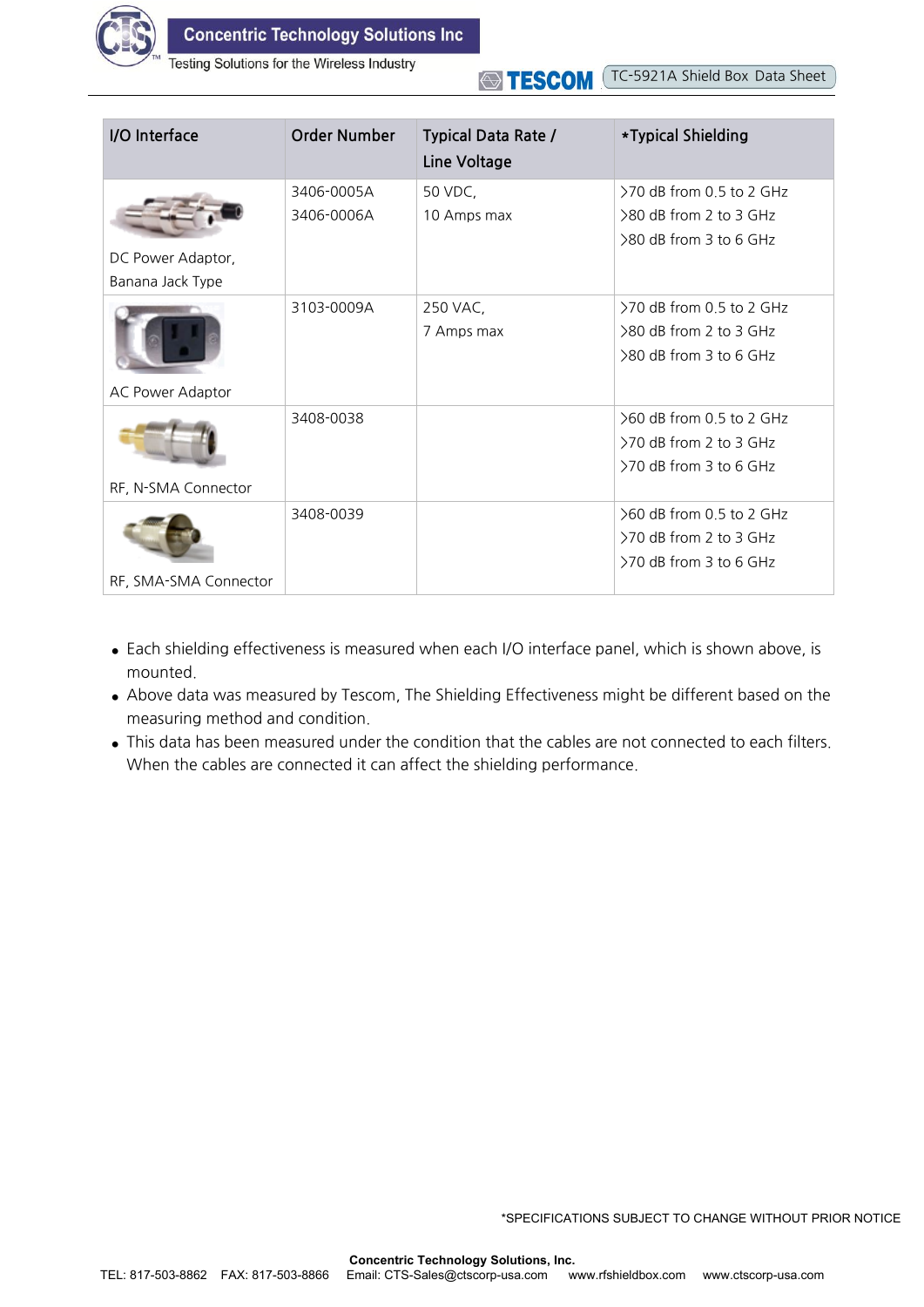| I/O Interface | Order Number | Typical Data Rate / Line Voltage | *Typical Shielding |
| --- | --- | --- | --- |
| DC Power Adaptor, Banana Jack Type | 3406-0005A<br>3406-0006A | 50 VDC,<br>10 Amps max | >70 dB from 0.5 to 2 GHz<br>>80 dB from 2 to 3 GHz<br>>80 dB from 3 to 6 GHz |
| AC Power Adaptor | 3103-0009A | 250 VAC,<br>7 Amps max | >70 dB from 0.5 to 2 GHz<br>>80 dB from 2 to 3 GHz<br>>80 dB from 3 to 6 GHz |
| RF, N-SMA Connector | 3408-0038 | | >60 dB from 0.5 to 2 GHz<br>>70 dB from 2 to 3 GHz<br>>70 dB from 3 to 6 GHz |
| RF, SMA-SMA Connector | 3408-0039 | | >60 dB from 0.5 to 2 GHz<br>>70 dB from 2 to 3 GHz<br>>70 dB from 3 to 6 GHz |

- Each shielding effectiveness is measured when each I/O interface panel, which is shown above, is mounted.
- Above data was measured by Tescom, The Shielding Effectiveness might be different based on the measuring method and condition.
- This data has been measured under the condition that the cables are not connected to each filters. When the cables are connected it can affect the shielding performance.

*SPECIFICATIONS SUBJECT TO CHANGE WITHOUT PRIOR NOTICE